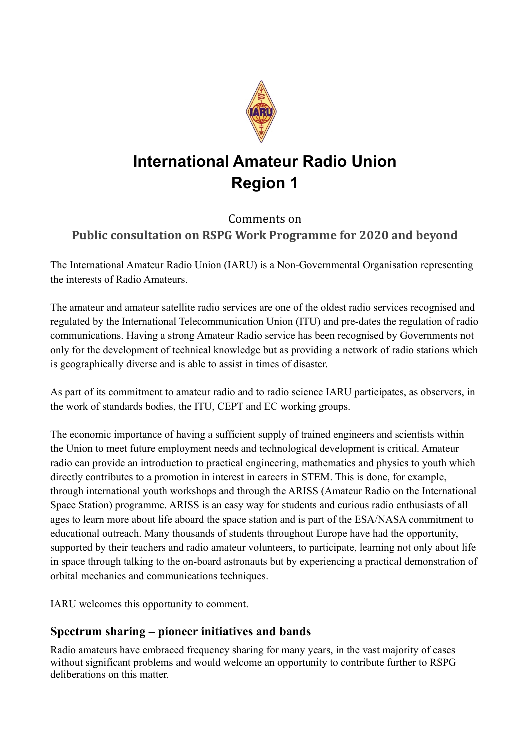# International Amateur Radio Union
# Region 1

Comments on

**Public consultation on RSPG Work Programme for 2020 and beyond**

The International Amateur Radio Union (IARU) is a Non-Governmental Organisation representing the interests of Radio Amateurs.

The amateur and amateur satellite radio services are one of the oldest radio services recognised and regulated by the International Telecommunication Union (ITU) and pre-dates the regulation of radio communications. Having a strong Amateur Radio service has been recognised by Governments not only for the development of technical knowledge but as providing a network of radio stations which is geographically diverse and is able to assist in times of disaster.

As part of its commitment to amateur radio and to radio science IARU participates, as observers, in the work of standards bodies, the ITU, CEPT and EC working groups.

The economic importance of having a sufficient supply of trained engineers and scientists within the Union to meet future employment needs and technological development is critical. Amateur radio can provide an introduction to practical engineering, mathematics and physics to youth which directly contributes to a promotion in interest in careers in STEM. This is done, for example, through international youth workshops and through the ARISS (Amateur Radio on the International Space Station) programme. ARISS is an easy way for students and curious radio enthusiasts of all ages to learn more about life aboard the space station and is part of the ESA/NASA commitment to educational outreach. Many thousands of students throughout Europe have had the opportunity, supported by their teachers and radio amateur volunteers, to participate, learning not only about life in space through talking to the on-board astronauts but by experiencing a practical demonstration of orbital mechanics and communications techniques.

IARU welcomes this opportunity to comment.

## Spectrum sharing – pioneer initiatives and bands

Radio amateurs have embraced frequency sharing for many years, in the vast majority of cases without significant problems and would welcome an opportunity to contribute further to RSPG deliberations on this matter.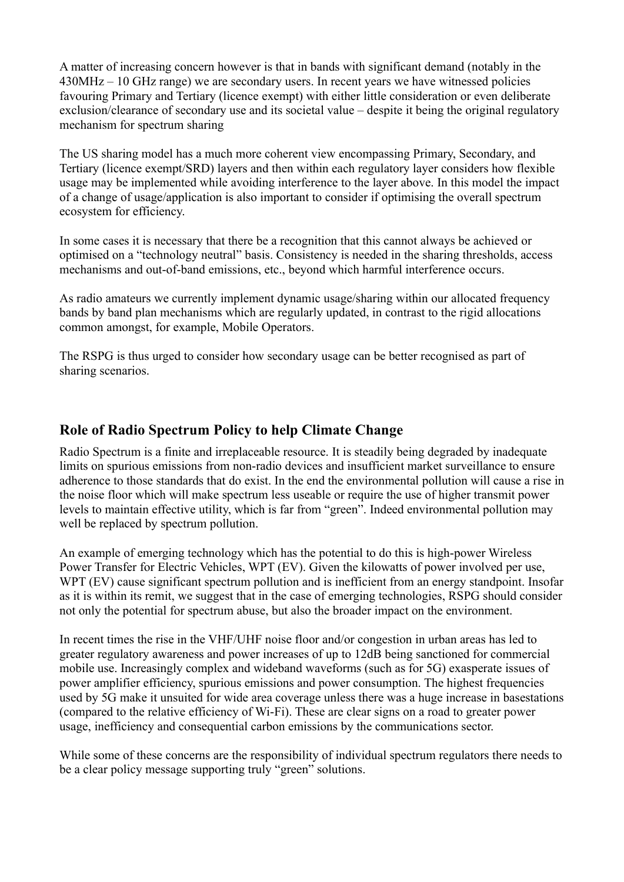A matter of increasing concern however is that in bands with significant demand (notably in the 430MHz – 10 GHz range) we are secondary users. In recent years we have witnessed policies favouring Primary and Tertiary (licence exempt) with either little consideration or even deliberate exclusion/clearance of secondary use and its societal value – despite it being the original regulatory mechanism for spectrum sharing

The US sharing model has a much more coherent view encompassing Primary, Secondary, and Tertiary (licence exempt/SRD) layers and then within each regulatory layer considers how flexible usage may be implemented while avoiding interference to the layer above. In this model the impact of a change of usage/application is also important to consider if optimising the overall spectrum ecosystem for efficiency.

In some cases it is necessary that there be a recognition that this cannot always be achieved or optimised on a "technology neutral" basis. Consistency is needed in the sharing thresholds, access mechanisms and out-of-band emissions, etc., beyond which harmful interference occurs.

As radio amateurs we currently implement dynamic usage/sharing within our allocated frequency bands by band plan mechanisms which are regularly updated, in contrast to the rigid allocations common amongst, for example, Mobile Operators.

The RSPG is thus urged to consider how secondary usage can be better recognised as part of sharing scenarios.

## Role of Radio Spectrum Policy to help Climate Change

Radio Spectrum is a finite and irreplaceable resource. It is steadily being degraded by inadequate limits on spurious emissions from non-radio devices and insufficient market surveillance to ensure adherence to those standards that do exist. In the end the environmental pollution will cause a rise in the noise floor which will make spectrum less useable or require the use of higher transmit power levels to maintain effective utility, which is far from "green". Indeed environmental pollution may well be replaced by spectrum pollution.

An example of emerging technology which has the potential to do this is high-power Wireless Power Transfer for Electric Vehicles, WPT (EV). Given the kilowatts of power involved per use, WPT (EV) cause significant spectrum pollution and is inefficient from an energy standpoint. Insofar as it is within its remit, we suggest that in the case of emerging technologies, RSPG should consider not only the potential for spectrum abuse, but also the broader impact on the environment.

In recent times the rise in the VHF/UHF noise floor and/or congestion in urban areas has led to greater regulatory awareness and power increases of up to 12dB being sanctioned for commercial mobile use. Increasingly complex and wideband waveforms (such as for 5G) exasperate issues of power amplifier efficiency, spurious emissions and power consumption. The highest frequencies used by 5G make it unsuited for wide area coverage unless there was a huge increase in basestations (compared to the relative efficiency of Wi-Fi). These are clear signs on a road to greater power usage, inefficiency and consequential carbon emissions by the communications sector.

While some of these concerns are the responsibility of individual spectrum regulators there needs to be a clear policy message supporting truly "green" solutions.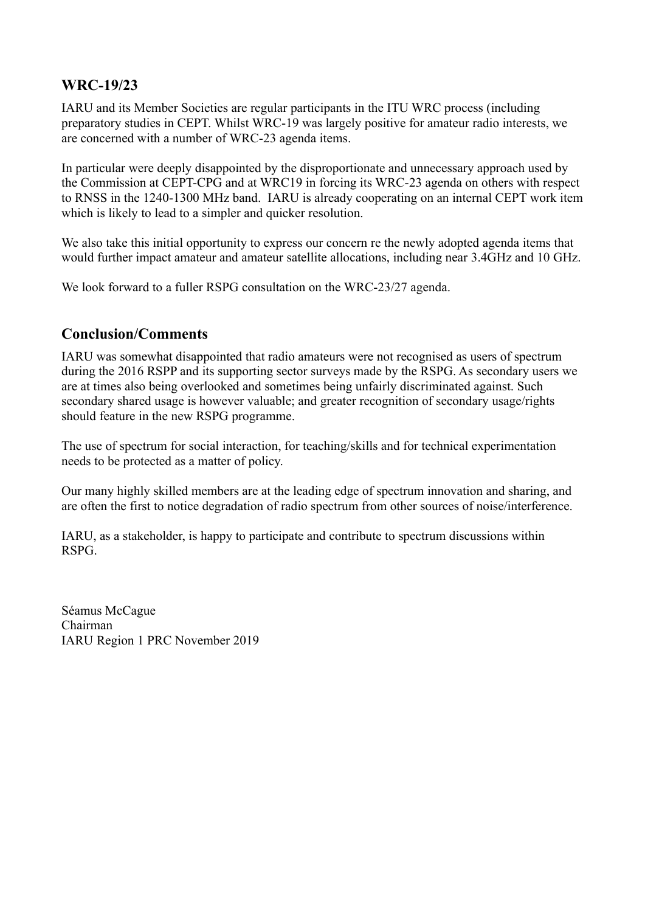## WRC-19/23

IARU and its Member Societies are regular participants in the ITU WRC process (including preparatory studies in CEPT. Whilst WRC-19 was largely positive for amateur radio interests, we are concerned with a number of WRC-23 agenda items.

In particular were deeply disappointed by the disproportionate and unnecessary approach used by the Commission at CEPT-CPG and at WRC19 in forcing its WRC-23 agenda on others with respect to RNSS in the 1240-1300 MHz band. IARU is already cooperating on an internal CEPT work item which is likely to lead to a simpler and quicker resolution.

We also take this initial opportunity to express our concern re the newly adopted agenda items that would further impact amateur and amateur satellite allocations, including near 3.4GHz and 10 GHz.

We look forward to a fuller RSPG consultation on the WRC-23/27 agenda.

## Conclusion/Comments

IARU was somewhat disappointed that radio amateurs were not recognised as users of spectrum during the 2016 RSPP and its supporting sector surveys made by the RSPG. As secondary users we are at times also being overlooked and sometimes being unfairly discriminated against. Such secondary shared usage is however valuable; and greater recognition of secondary usage/rights should feature in the new RSPG programme.

The use of spectrum for social interaction, for teaching/skills and for technical experimentation needs to be protected as a matter of policy.

Our many highly skilled members are at the leading edge of spectrum innovation and sharing, and are often the first to notice degradation of radio spectrum from other sources of noise/interference.

IARU, as a stakeholder, is happy to participate and contribute to spectrum discussions within RSPG.

Séamus McCague
Chairman
IARU Region 1 PRC November 2019